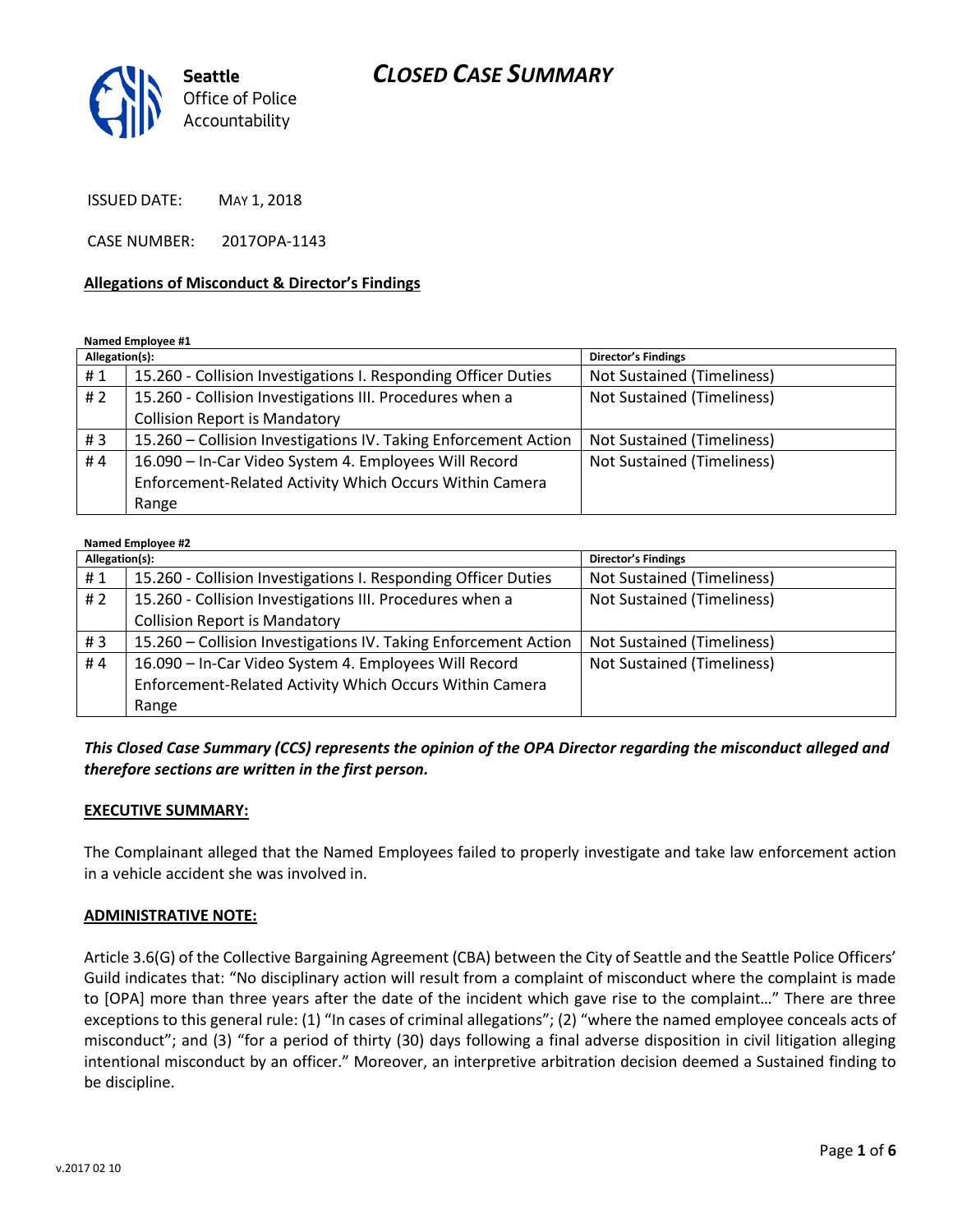Seattle Office of Police Accountability

# CLOSED CASE SUMMARY

ISSUED DATE: MAY 1, 2018

CASE NUMBER: 2017OPA-1143

**Allegations of Misconduct & Director's Findings**

**Named Employee #1**

| Allegation(s): | | Director's Findings |
|---|---|---|
| # 1 | 15.260 - Collision Investigations I. Responding Officer Duties | Not Sustained (Timeliness) |
| # 2 | 15.260 - Collision Investigations III. Procedures when a Collision Report is Mandatory | Not Sustained (Timeliness) |
| # 3 | 15.260 – Collision Investigations IV. Taking Enforcement Action | Not Sustained (Timeliness) |
| # 4 | 16.090 – In-Car Video System 4. Employees Will Record Enforcement-Related Activity Which Occurs Within Camera Range | Not Sustained (Timeliness) |

**Named Employee #2**

| Allegation(s): | | Director's Findings |
|---|---|---|
| # 1 | 15.260 - Collision Investigations I. Responding Officer Duties | Not Sustained (Timeliness) |
| # 2 | 15.260 - Collision Investigations III. Procedures when a Collision Report is Mandatory | Not Sustained (Timeliness) |
| # 3 | 15.260 – Collision Investigations IV. Taking Enforcement Action | Not Sustained (Timeliness) |
| # 4 | 16.090 – In-Car Video System 4. Employees Will Record Enforcement-Related Activity Which Occurs Within Camera Range | Not Sustained (Timeliness) |

***This Closed Case Summary (CCS) represents the opinion of the OPA Director regarding the misconduct alleged and therefore sections are written in the first person.***

**EXECUTIVE SUMMARY:**

The Complainant alleged that the Named Employees failed to properly investigate and take law enforcement action in a vehicle accident she was involved in.

**ADMINISTRATIVE NOTE:**

Article 3.6(G) of the Collective Bargaining Agreement (CBA) between the City of Seattle and the Seattle Police Officers' Guild indicates that: "No disciplinary action will result from a complaint of misconduct where the complaint is made to [OPA] more than three years after the date of the incident which gave rise to the complaint…" There are three exceptions to this general rule: (1) "In cases of criminal allegations"; (2) "where the named employee conceals acts of misconduct"; and (3) "for a period of thirty (30) days following a final adverse disposition in civil litigation alleging intentional misconduct by an officer." Moreover, an interpretive arbitration decision deemed a Sustained finding to be discipline.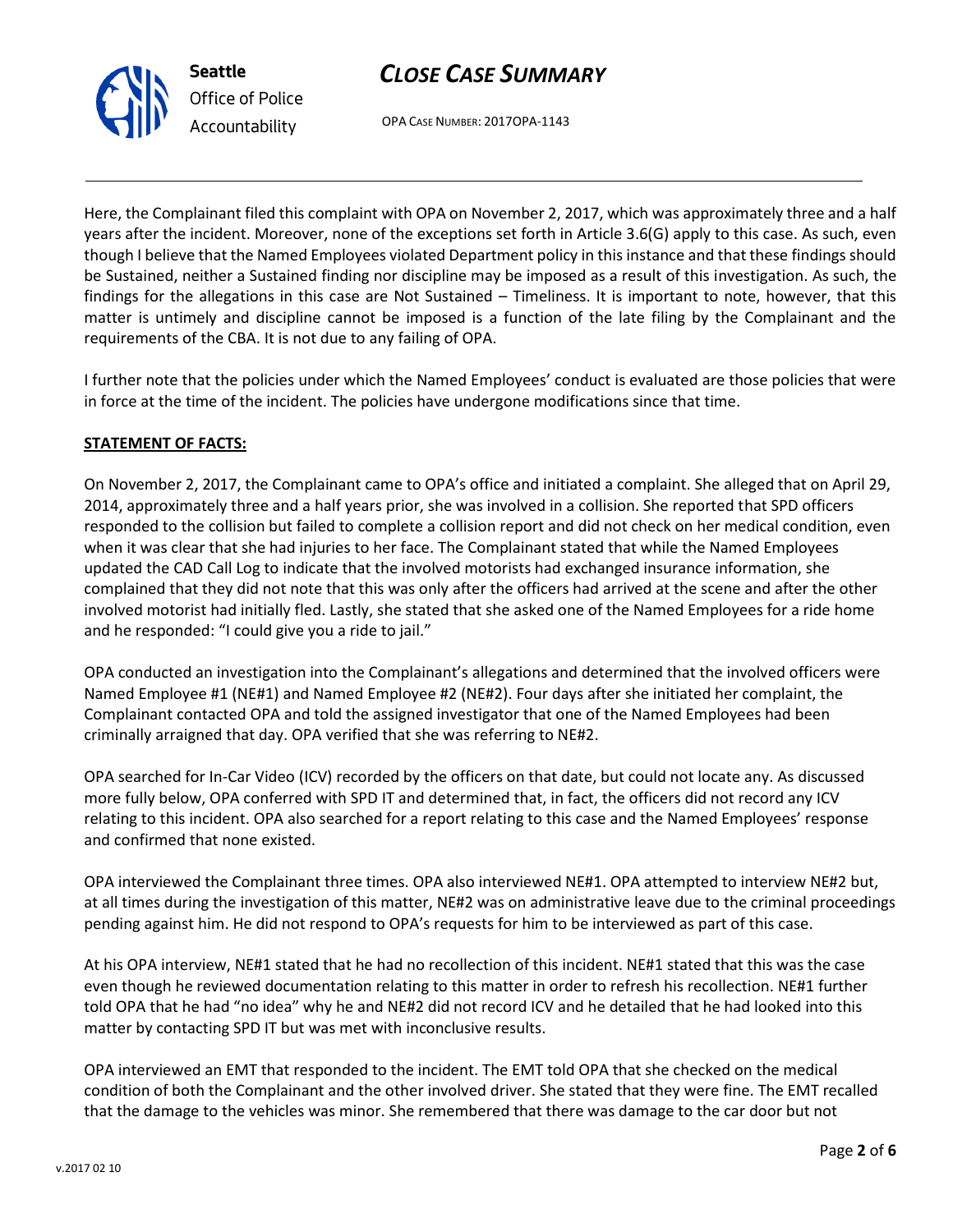Here, the Complainant filed this complaint with OPA on November 2, 2017, which was approximately three and a half years after the incident. Moreover, none of the exceptions set forth in Article 3.6(G) apply to this case. As such, even though I believe that the Named Employees violated Department policy in this instance and that these findings should be Sustained, neither a Sustained finding nor discipline may be imposed as a result of this investigation. As such, the findings for the allegations in this case are Not Sustained – Timeliness. It is important to note, however, that this matter is untimely and discipline cannot be imposed is a function of the late filing by the Complainant and the requirements of the CBA. It is not due to any failing of OPA.

I further note that the policies under which the Named Employees' conduct is evaluated are those policies that were in force at the time of the incident. The policies have undergone modifications since that time.

**STATEMENT OF FACTS:**

On November 2, 2017, the Complainant came to OPA's office and initiated a complaint. She alleged that on April 29, 2014, approximately three and a half years prior, she was involved in a collision. She reported that SPD officers responded to the collision but failed to complete a collision report and did not check on her medical condition, even when it was clear that she had injuries to her face. The Complainant stated that while the Named Employees updated the CAD Call Log to indicate that the involved motorists had exchanged insurance information, she complained that they did not note that this was only after the officers had arrived at the scene and after the other involved motorist had initially fled. Lastly, she stated that she asked one of the Named Employees for a ride home and he responded: "I could give you a ride to jail."

OPA conducted an investigation into the Complainant's allegations and determined that the involved officers were Named Employee #1 (NE#1) and Named Employee #2 (NE#2). Four days after she initiated her complaint, the Complainant contacted OPA and told the assigned investigator that one of the Named Employees had been criminally arraigned that day. OPA verified that she was referring to NE#2.

OPA searched for In-Car Video (ICV) recorded by the officers on that date, but could not locate any. As discussed more fully below, OPA conferred with SPD IT and determined that, in fact, the officers did not record any ICV relating to this incident. OPA also searched for a report relating to this case and the Named Employees' response and confirmed that none existed.

OPA interviewed the Complainant three times. OPA also interviewed NE#1. OPA attempted to interview NE#2 but, at all times during the investigation of this matter, NE#2 was on administrative leave due to the criminal proceedings pending against him. He did not respond to OPA's requests for him to be interviewed as part of this case.

At his OPA interview, NE#1 stated that he had no recollection of this incident. NE#1 stated that this was the case even though he reviewed documentation relating to this matter in order to refresh his recollection. NE#1 further told OPA that he had "no idea" why he and NE#2 did not record ICV and he detailed that he had looked into this matter by contacting SPD IT but was met with inconclusive results.

OPA interviewed an EMT that responded to the incident. The EMT told OPA that she checked on the medical condition of both the Complainant and the other involved driver. She stated that they were fine. The EMT recalled that the damage to the vehicles was minor. She remembered that there was damage to the car door but not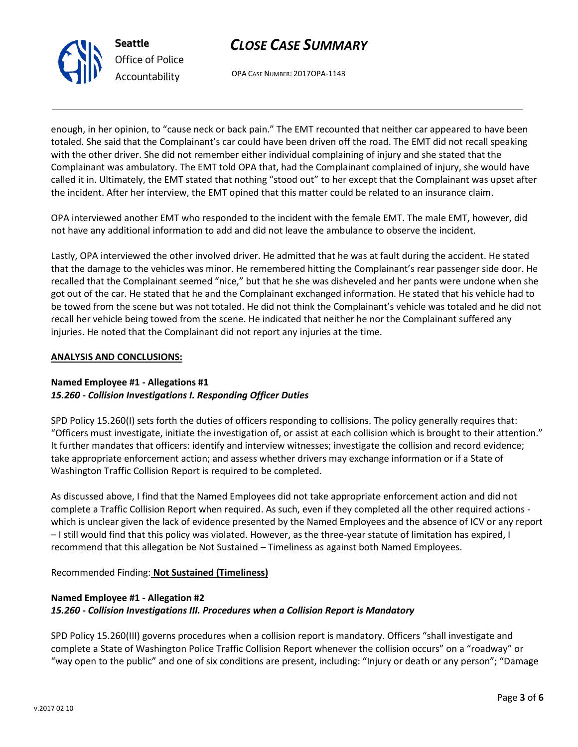enough, in her opinion, to "cause neck or back pain." The EMT recounted that neither car appeared to have been totaled. She said that the Complainant's car could have been driven off the road. The EMT did not recall speaking with the other driver. She did not remember either individual complaining of injury and she stated that the Complainant was ambulatory. The EMT told OPA that, had the Complainant complained of injury, she would have called it in. Ultimately, the EMT stated that nothing "stood out" to her except that the Complainant was upset after the incident. After her interview, the EMT opined that this matter could be related to an insurance claim.

OPA interviewed another EMT who responded to the incident with the female EMT. The male EMT, however, did not have any additional information to add and did not leave the ambulance to observe the incident.

Lastly, OPA interviewed the other involved driver. He admitted that he was at fault during the accident. He stated that the damage to the vehicles was minor. He remembered hitting the Complainant's rear passenger side door. He recalled that the Complainant seemed "nice," but that he she was disheveled and her pants were undone when she got out of the car. He stated that he and the Complainant exchanged information. He stated that his vehicle had to be towed from the scene but was not totaled. He did not think the Complainant's vehicle was totaled and he did not recall her vehicle being towed from the scene. He indicated that neither he nor the Complainant suffered any injuries. He noted that the Complainant did not report any injuries at the time.

**ANALYSIS AND CONCLUSIONS:**

**Named Employee #1 - Allegations #1**
***15.260 - Collision Investigations I. Responding Officer Duties***

SPD Policy 15.260(I) sets forth the duties of officers responding to collisions. The policy generally requires that: "Officers must investigate, initiate the investigation of, or assist at each collision which is brought to their attention." It further mandates that officers: identify and interview witnesses; investigate the collision and record evidence; take appropriate enforcement action; and assess whether drivers may exchange information or if a State of Washington Traffic Collision Report is required to be completed.

As discussed above, I find that the Named Employees did not take appropriate enforcement action and did not complete a Traffic Collision Report when required. As such, even if they completed all the other required actions - which is unclear given the lack of evidence presented by the Named Employees and the absence of ICV or any report – I still would find that this policy was violated. However, as the three-year statute of limitation has expired, I recommend that this allegation be Not Sustained – Timeliness as against both Named Employees.

Recommended Finding: **Not Sustained (Timeliness)**

**Named Employee #1 - Allegation #2**
***15.260 - Collision Investigations III. Procedures when a Collision Report is Mandatory***

SPD Policy 15.260(III) governs procedures when a collision report is mandatory. Officers "shall investigate and complete a State of Washington Police Traffic Collision Report whenever the collision occurs" on a "roadway" or "way open to the public" and one of six conditions are present, including: "Injury or death or any person"; "Damage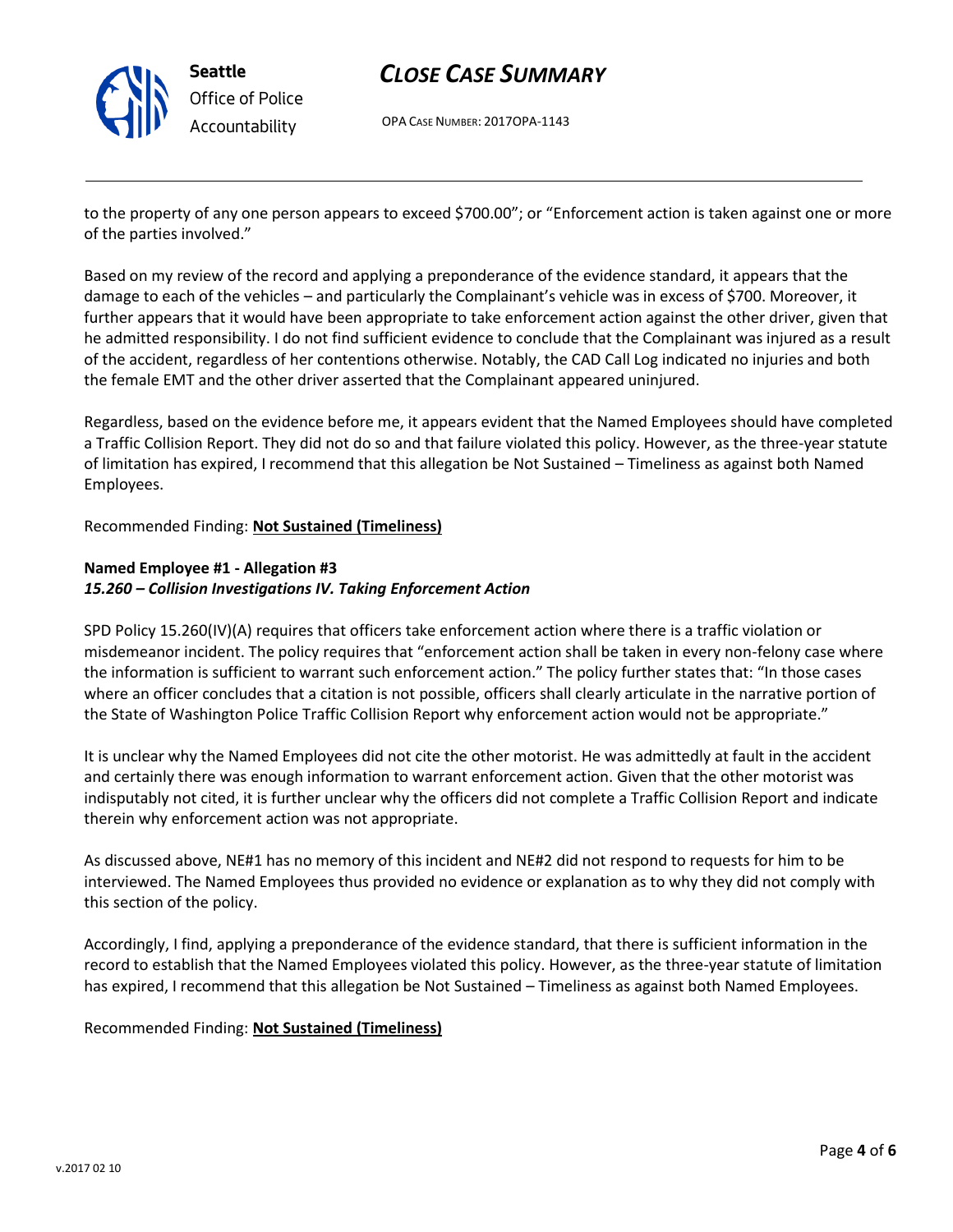to the property of any one person appears to exceed $700.00"; or "Enforcement action is taken against one or more of the parties involved."

Based on my review of the record and applying a preponderance of the evidence standard, it appears that the damage to each of the vehicles – and particularly the Complainant's vehicle was in excess of $700. Moreover, it further appears that it would have been appropriate to take enforcement action against the other driver, given that he admitted responsibility. I do not find sufficient evidence to conclude that the Complainant was injured as a result of the accident, regardless of her contentions otherwise. Notably, the CAD Call Log indicated no injuries and both the female EMT and the other driver asserted that the Complainant appeared uninjured.

Regardless, based on the evidence before me, it appears evident that the Named Employees should have completed a Traffic Collision Report. They did not do so and that failure violated this policy. However, as the three-year statute of limitation has expired, I recommend that this allegation be Not Sustained – Timeliness as against both Named Employees.

Recommended Finding: **Not Sustained (Timeliness)**

**Named Employee #1 - Allegation #3**
***15.260 – Collision Investigations IV. Taking Enforcement Action***

SPD Policy 15.260(IV)(A) requires that officers take enforcement action where there is a traffic violation or misdemeanor incident. The policy requires that "enforcement action shall be taken in every non-felony case where the information is sufficient to warrant such enforcement action." The policy further states that: "In those cases where an officer concludes that a citation is not possible, officers shall clearly articulate in the narrative portion of the State of Washington Police Traffic Collision Report why enforcement action would not be appropriate."

It is unclear why the Named Employees did not cite the other motorist. He was admittedly at fault in the accident and certainly there was enough information to warrant enforcement action. Given that the other motorist was indisputably not cited, it is further unclear why the officers did not complete a Traffic Collision Report and indicate therein why enforcement action was not appropriate.

As discussed above, NE#1 has no memory of this incident and NE#2 did not respond to requests for him to be interviewed. The Named Employees thus provided no evidence or explanation as to why they did not comply with this section of the policy.

Accordingly, I find, applying a preponderance of the evidence standard, that there is sufficient information in the record to establish that the Named Employees violated this policy. However, as the three-year statute of limitation has expired, I recommend that this allegation be Not Sustained – Timeliness as against both Named Employees.

Recommended Finding: **Not Sustained (Timeliness)**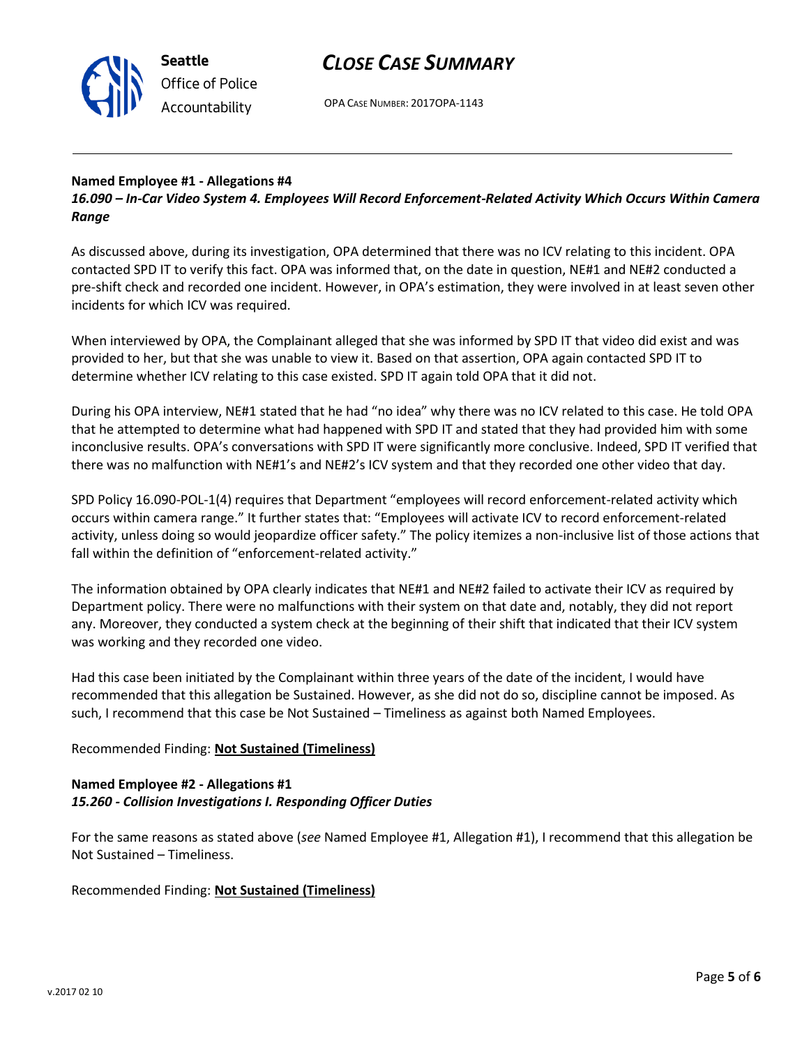**Named Employee #1 - Allegations #4**
***16.090 – In-Car Video System 4. Employees Will Record Enforcement-Related Activity Which Occurs Within Camera Range***

As discussed above, during its investigation, OPA determined that there was no ICV relating to this incident. OPA contacted SPD IT to verify this fact. OPA was informed that, on the date in question, NE#1 and NE#2 conducted a pre-shift check and recorded one incident. However, in OPA's estimation, they were involved in at least seven other incidents for which ICV was required.

When interviewed by OPA, the Complainant alleged that she was informed by SPD IT that video did exist and was provided to her, but that she was unable to view it. Based on that assertion, OPA again contacted SPD IT to determine whether ICV relating to this case existed. SPD IT again told OPA that it did not.

During his OPA interview, NE#1 stated that he had "no idea" why there was no ICV related to this case. He told OPA that he attempted to determine what had happened with SPD IT and stated that they had provided him with some inconclusive results. OPA's conversations with SPD IT were significantly more conclusive. Indeed, SPD IT verified that there was no malfunction with NE#1's and NE#2's ICV system and that they recorded one other video that day.

SPD Policy 16.090-POL-1(4) requires that Department "employees will record enforcement-related activity which occurs within camera range." It further states that: "Employees will activate ICV to record enforcement-related activity, unless doing so would jeopardize officer safety." The policy itemizes a non-inclusive list of those actions that fall within the definition of "enforcement-related activity."

The information obtained by OPA clearly indicates that NE#1 and NE#2 failed to activate their ICV as required by Department policy. There were no malfunctions with their system on that date and, notably, they did not report any. Moreover, they conducted a system check at the beginning of their shift that indicated that their ICV system was working and they recorded one video.

Had this case been initiated by the Complainant within three years of the date of the incident, I would have recommended that this allegation be Sustained. However, as she did not do so, discipline cannot be imposed. As such, I recommend that this case be Not Sustained – Timeliness as against both Named Employees.

Recommended Finding: **Not Sustained (Timeliness)**

**Named Employee #2 - Allegations #1**
***15.260 - Collision Investigations I. Responding Officer Duties***

For the same reasons as stated above (*see* Named Employee #1, Allegation #1), I recommend that this allegation be Not Sustained – Timeliness.

Recommended Finding: **Not Sustained (Timeliness)**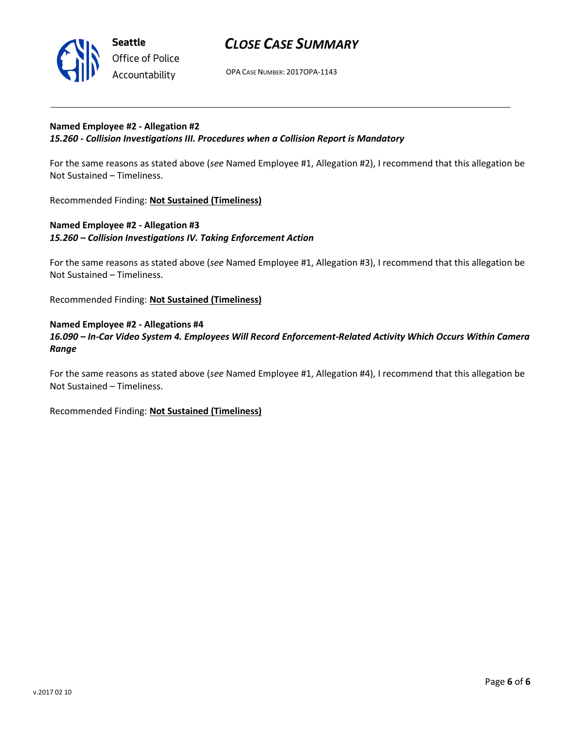**Named Employee #2 - Allegation #2**
***15.260 - Collision Investigations III. Procedures when a Collision Report is Mandatory***

For the same reasons as stated above (*see* Named Employee #1, Allegation #2), I recommend that this allegation be Not Sustained – Timeliness.

Recommended Finding: **Not Sustained (Timeliness)**

**Named Employee #2 - Allegation #3**
***15.260 – Collision Investigations IV. Taking Enforcement Action***

For the same reasons as stated above (*see* Named Employee #1, Allegation #3), I recommend that this allegation be Not Sustained – Timeliness.

Recommended Finding: **Not Sustained (Timeliness)**

**Named Employee #2 - Allegations #4**
***16.090 – In-Car Video System 4. Employees Will Record Enforcement-Related Activity Which Occurs Within Camera Range***

For the same reasons as stated above (*see* Named Employee #1, Allegation #4), I recommend that this allegation be Not Sustained – Timeliness.

Recommended Finding: **Not Sustained (Timeliness)**